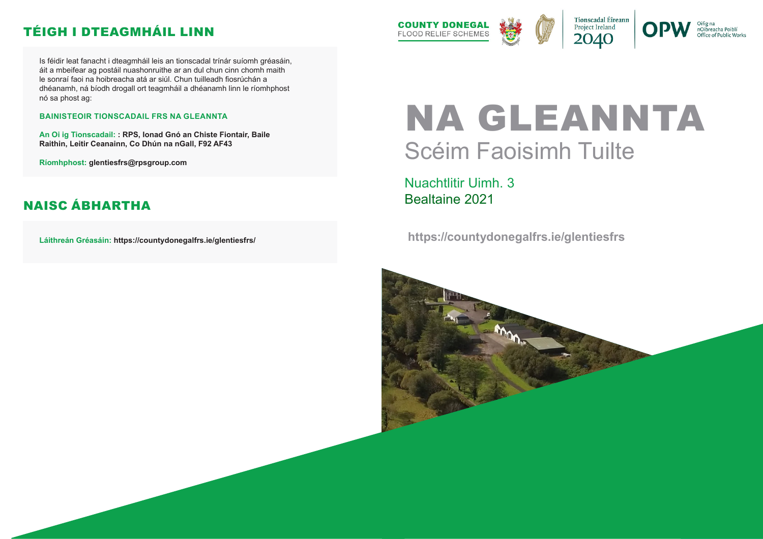## TÉIGH I DTEAGMHÁIL LINN

Is féidir leat fanacht i dteagmháil leis an tionscadal trínár suíomh gréasáin, áit a mbeifear ag postáil nuashonruithe ar an dul chun cinn chomh maith le sonraí faoi na hoibreacha atá ar siúl. Chun tuilleadh fiosrúchán a dhéanamh, ná bíodh drogall ort teagmháil a dhéanamh linn le ríomhphost nó sa phost ag:

**BAINISTEOIR TIONSCADAIL FRS NA GLEANNTA**

**An Oi ig Tionscadail:** **: RPS, Ionad Gnó an Chiste Fiontair, Baile Raithin, Leitir Ceanainn, Co Dhún na nGall, F92 AF43**

**Ríomhphost:** **glentiesfrs@rpsgroup.com**

## NAISC ÁBHARTHA

**Láithreán Gréasáin:** **https://countydonegalfrs.ie/glentiesfrs/**

COUNTY DONEGAL FLOOD RELIEF SCHEMES

Tionscadal Éireann Project Ireland 2040

OPW Oifig na nOibreacha Poiblí Office of Public Works

# NA GLEANNTA

## Scéim Faoisimh Tuilte

Nuachtlitir Uimh. 3
Bealtaine 2021

https://countydonegalfrs.ie/glentiesfrs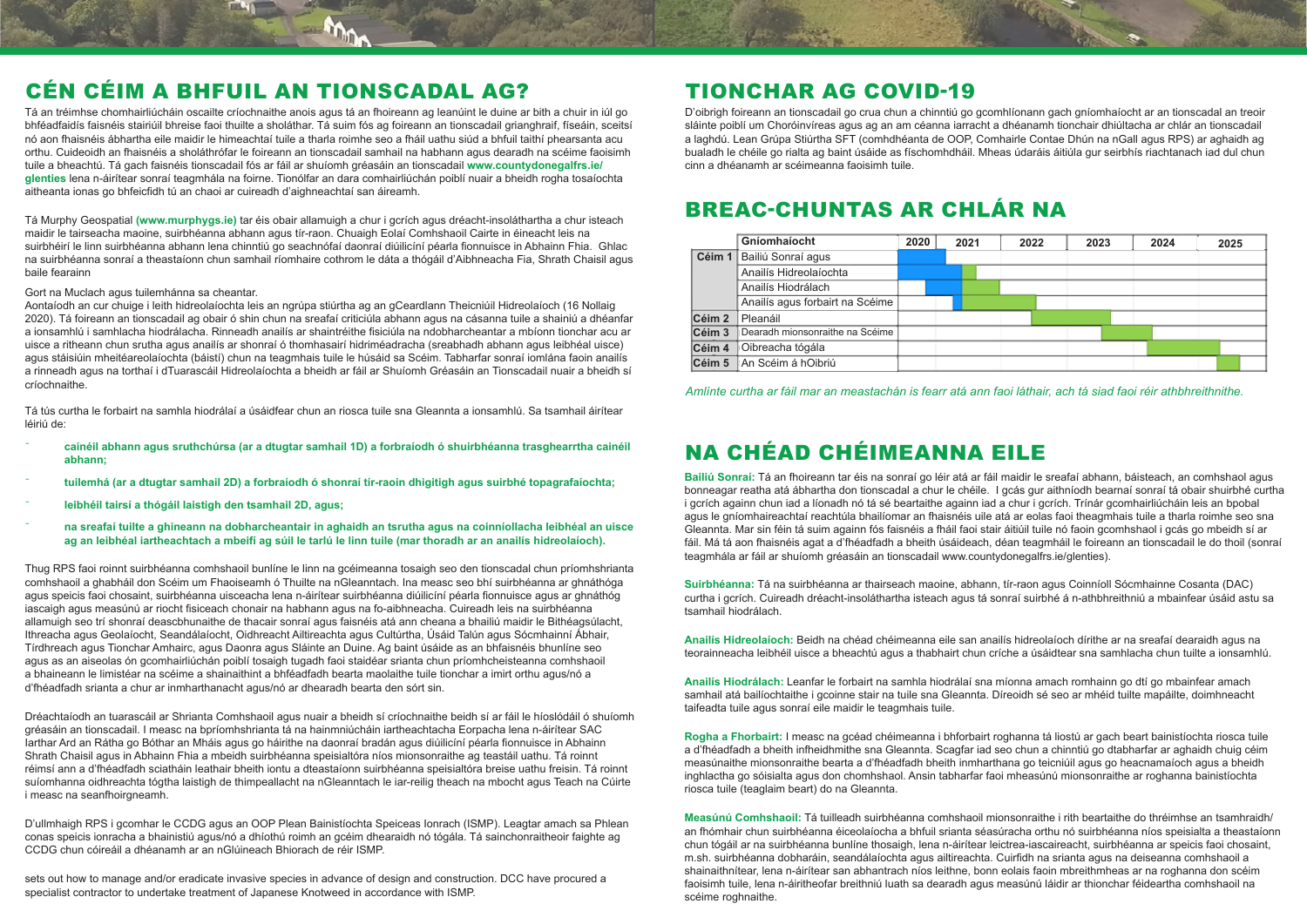## CÉN CÉIM A BHFUIL AN TIONSCADAL AG?

Tá an tréimhse chomhairliúcháin oscailte críochnaithe anois agus tá an fhoireann ag leanúint le duine ar bith a chuir in iúl go bhféadfaidís faisnéis stairiúil bhreise faoi thuilte a sholáthar. Tá suim fós ag foireann an tionscadail grianghraif, físeáin, sceitsí nó aon fhaisnéis ábhartha eile maidir le himeachtaí tuile a tharla roimhe seo a fháil uathu siúd a bhfuil taithí phearsanta acu orthu. Cuideoidh an fhaisnéis a sholáthrófar le foireann an tionscadail samhail na habhann agus dearadh na scéime faoisimh tuile a bheachtú. Tá gach faisnéis tionscadail fós ar fáil ar shuíomh gréasáin an tionscadail **www.countydonegalfrs.ie/glenties** lena n-áirítear sonraí teagmhála na foirne. Tionólfar an dara comhairliúchán poiblí nuair a bheidh rogha tosaíochta aitheanta ionas go bhfeicfidh tú an chaoi ar cuireadh d'aighneachtaí san áireamh.

Tá Murphy Geospatial **(www.murphygs.ie)** tar éis obair allamuigh a chur i gcrích agus dréacht-insoláthartha a chur isteach maidir le tairseacha maoine, suirbhéanna abhann agus tír-raon. Chuaigh Eolaí Comhshaoil Cairte in éineacht leis na suirbhéirí le linn suirbhéanna abhann lena chinntiú go seachnófaí daonraí diúilicíní péarla fionnuisce in Abhainn Fhia. Ghlac na suirbhéanna sonraí a theastaíonn chun samhail ríomhaire cothrom le dáta a thógáil d'Aibhneacha Fia, Shrath Chaisil agus baile fearainn

Gort na Muclach agus tuilemhánna sa cheantar.
Aontaíodh an cur chuige i leith hidreolaíochta leis an ngrúpa stiúrtha ag an gCeardlann Theicniúil Hidreolaíoch (16 Nollaig 2020). Tá foireann an tionscadail ag obair ó shin chun na sreafaí criticiúla abhann agus na cásanna tuile a shainiú a dhéanfar a ionsamhlú i samhlacha hiodrálacha. Rinneadh anailís ar shaintréithe fisiciúla na ndobharcheantar a mbíonn tionchar acu ar uisce a ritheann chun srutha agus anailís ar shonraí ó thomhasairí hidriméadracha (sreabhadh abhann agus leibhéal uisce) agus stáisiúin mheitéareolaíochta (báistí) chun na teagmhais tuile le húsáid sa Scéim. Tabharfar sonraí iomlána faoin anailís a rinneadh agus na torthaí i dTuarascáil Hidreolaíochta a bheidh ar fáil ar Shuíomh Gréasáin an Tionscadail nuair a bheidh sí críochnaithe.

Tá tús curtha le forbairt na samhla hiodrálaí a úsáidfear chun an riosca tuile sna Gleannta a ionsamhlú. Sa tsamhail áirítear léiriú de:

- **cainéil abhann agus sruthchúrsa (ar a dtugtar samhail 1D) a forbraíodh ó shuirbhéanna trasghearrtha cainéil abhann;**
- **tuilemhá (ar a dtugtar samhail 2D) a forbraíodh ó shonraí tír-raoin dhigitigh agus suirbhé topagrafaíochta;**
- **leibhéil tairsí a thógáil laistigh den tsamhail 2D, agus;**
- **na sreafaí tuilte a ghineann na dobharcheantair in aghaidh an tsrutha agus na coinníollacha leibhéal an uisce ag an leibhéal iartheachtach a mbeifí ag súil le tarlú le linn tuile (mar thoradh ar an anailís hidreolaíoch).**

Thug RPS faoi roinnt suirbhéanna comhshaoil bunlíne le linn na gcéimeanna tosaigh seo den tionscadal chun príomhshrianta comhshaoil a ghabháil don Scéim um Fhaoiseamh ó Thuilte na nGleanntach. Ina measc seo bhí suirbhéanna ar ghnáthóga agus speicis faoi chosaint, suirbhéanna uisceacha lena n-áirítear suirbhéanna diúilicíní péarla fionnuisce agus ar ghnáthóg iascaigh agus measúnú ar riocht fisiceach chonair na habhann agus na fo-aibhneacha. Cuireadh leis na suirbhéanna allamuigh seo trí shonraí deascbhunaithe de thacair sonraí agus faisnéis atá ann cheana a bhailiú maidir le Bithéagsúlacht, Ithreacha agus Geolaíocht, Seandálaíocht, Oidhreacht Ailtireachta agus Cultúrtha, Úsáid Talún agus Sócmhainní Ábhair, Tírdhreach agus Tionchar Amhairc, agus Daonra agus Sláinte an Duine. Ag baint úsáide as an bhfaisnéis bhunlíne seo agus as an aiseolas ón gcomhairliúchán poiblí tosaigh tugadh faoi staidéar srianta chun príomhcheisteanna comhshaoil a bhaineann le limistéar na scéime a shainaithint a bhféadfadh bearta maolaithe tuile tionchar a imirt orthu agus/nó a d'fhéadfadh srianta a chur ar inmharthanacht agus/nó ar dhearadh bearta den sórt sin.

Dréachtaíodh an tuarascáil ar Shrianta Comhshaoil agus nuair a bheidh sí críochnaithe beidh sí ar fáil le híoslódáil ó shuíomh gréasáin an tionscadail. I measc na bpríomhshrianta tá na hainmniúcháin iartheachtacha Eorpacha lena n-áirítear SAC Iarthar Ard an Rátha go Bóthar an Mháis agus go háirithe na daonraí bradán agus diúilicíní péarla fionnuisce in Abhainn Shrath Chaisil agus in Abhainn Fhia a mbeidh suirbhéanna speisialtóra níos mionsonraithe ag teastáil uathu. Tá roinnt réimsí ann a d'fhéadfadh sciatháin leathair bheith iontu a dteastaíonn suirbhéanna speisialtóra breise uathu freisin. Tá roinnt suíomhanna oidhreachta tógtha laistigh de thimpeallacht na nGleanntach le iar-reilig theach na mbocht agus Teach na Cúirte i measc na seanfhoirgneamh.

D'ullmhaigh RPS i gcomhar le CCDG agus an OOP Plean Bainistíochta Speiceas Ionrach (ISMP). Leagtar amach sa Phlean conas speicis ionracha a bhainistiú agus/nó a dhíothú roimh an gcéim dhearaidh nó tógála. Tá sainchonraitheoir faighte ag CCDG chun cóireáil a dhéanamh ar an nGlúineach Bhiorach de réir ISMP.

sets out how to manage and/or eradicate invasive species in advance of design and construction. DCC have procured a specialist contractor to undertake treatment of Japanese Knotweed in accordance with ISMP.

## TIONCHAR AG COVID-19

D'oibrigh foireann an tionscadail go crua chun a chinntiú go gcomhlíonann gach gníomhaíocht ar an tionscadal an treoir sláinte poiblí um Choróinvíreas agus ag an am céanna iarracht a dhéanamh tionchair dhiúltacha ar chlár an tionscadail a laghdú. Lean Grúpa Stiúrtha SFT (comhdhéanta de OOP, Comhairle Contae Dhún na nGall agus RPS) ar aghaidh ag bualadh le chéile go rialta ag baint úsáide as físchomhdháil. Mheas údaráis áitiúla gur seirbhís riachtanach iad dul chun cinn a dhéanamh ar scéimeanna faoisimh tuile.

## BREAC-CHUNTAS AR CHLÁR NA

| | Gníomhaíocht | 2020 | 2021 | 2022 | 2023 | 2024 | 2025 |
|---|---|---|---|---|---|---|---|
| Céim 1 | Bailiú Sonraí agus | | | | | | |
| | Anailís Hidreolaíochta | | | | | | |
| | Anailís Hiodrálach | | | | | | |
| | Anailís agus forbairt na Scéime | | | | | | |
| Céim 2 | Pleanáil | | | | | | |
| Céim 3 | Dearadh mionsonraithe na Scéime | | | | | | |
| Céim 4 | Oibreacha tógála | | | | | | |
| Céim 5 | An Scéim á hOibriú | | | | | | |

*Amlínte curtha ar fáil mar an meastachán is fearr atá ann faoi láthair, ach tá siad faoi réir athbhreithnithe.*

## NA CHÉAD CHÉIMEANNA EILE

**Bailiú Sonraí:** Tá an fhoireann tar éis na sonraí go léir atá ar fáil maidir le sreafaí abhann, báisteach, an comhshaol agus bonneagar reatha atá ábhartha don tionscadal a chur le chéile. I gcás gur aithníodh bearnaí sonraí tá obair shuirbhé curtha i gcrích againn chun iad a líonadh nó tá sé beartaithe againn iad a chur i gcrích. Trínár gcomhairliúcháin leis an bpobal agus le gníomhaireachtaí reachtúla bhailíomar an fhaisnéis uile atá ar eolas faoi theagmhais tuile a tharla roimhe seo sna Gleannta. Mar sin féin tá suim againn fós faisnéis a fháil faoi stair áitiúil tuile nó faoin gcomhshaol i gcás go mbeidh sí ar fáil. Má tá aon fhaisnéis agat a d'fhéadfadh a bheith úsáideach, déan teagmháil le foireann an tionscadail le do thoil (sonraí teagmhála ar fáil ar shuíomh gréasáin an tionscadail www.countydonegalfrs.ie/glenties).

**Suirbhéanna:** Tá na suirbhéanna ar thairseach maoine, abhann, tír-raon agus Coinníoll Sócmhainne Cosanta (DAC) curtha i gcrích. Cuireadh dréacht-insoláthartha isteach agus tá sonraí suirbhé á n-athbhreithniú a mbainfear úsáid astu sa tsamhail hiodrálach.

**Anailís Hidreolaíoch:** Beidh na chéad chéimeanna eile san anailís hidreolaíoch dírithe ar na sreafaí dearaidh agus na teorainneacha leibhéil uisce a bheachtú agus a thabhairt chun críche a úsáidtear sna samhlacha chun tuilte a ionsamhlú.

**Anailís Hiodrálach:** Leanfar le forbairt na samhla hiodrálaí sna míonna amach romhainn go dtí go mbainfear amach samhail atá bailíochtaithe i gcoinne stair na tuile sna Gleannta. Díreoidh sé seo ar mhéid tuilte mapáilte, doimhneacht taifeadta tuile agus sonraí eile maidir le teagmhais tuile.

**Rogha a Fhorbairt:** I measc na gcéad chéimeanna i bhforbairt roghanna tá liostú ar gach beart bainistíochta riosca tuile a d'fhéadfadh a bheith infheidhmithe sna Gleannta. Scagfar iad seo chun a chinntiú go dtabharfar ar aghaidh chuig céim measúnaithe mionsonraithe bearta a d'fhéadfadh bheith inmharthana go teicniúil agus go heacnamaíoch agus a bheidh inghlactha go sóisialta agus don chomhshaol. Ansin tabharfar faoi mheasúnú mionsonraithe ar roghanna bainistíochta riosca tuile (teaglaim beart) do na Gleannta.

**Measúnú Comhshaoil:** Tá tuilleadh suirbhéanna comhshaoil mionsonraithe i rith beartaithe do thréimhse an tsamhraidh/an fhómhair chun suirbhéanna éiceolaíocha a bhfuil srianta séasúracha orthu nó suirbhéanna níos speisialta a theastaíonn chun tógáil ar na suirbhéanna bunlíne thosaigh, lena n-áirítear leictrea-iascaireacht, suirbhéanna ar speicis faoi chosaint, m.sh. suirbhéanna dobharáin, seandálaíochta agus ailtireachta. Cuirfidh na srianta agus na deiseanna comhshaoil a shainaithnítear, lena n-áirítear san abhantrach níos leithne, bonn eolais faoin mbreithmheas ar na roghanna don scéim faoisimh tuile, lena n-áiritheofar breithniú luath sa dearadh agus measúnú láidir ar thionchar féideartha comhshaoil na scéime roghnaithe.